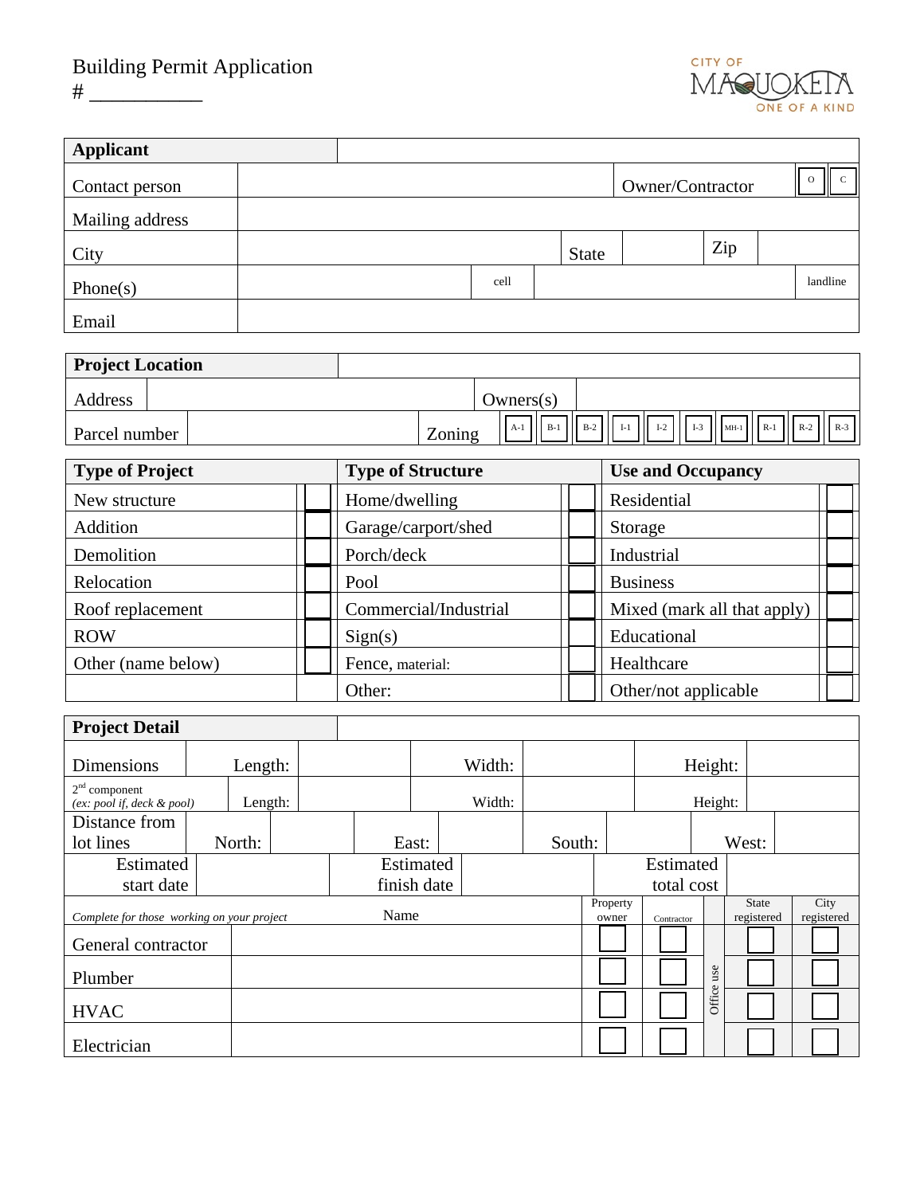Building Permit Application
# ___________

CITY OF MAQUOKETA
ONE OF A KIND

| Applicant | | | | | |
|---|---|---|---|---|---|
| Contact person | | Owner/Contractor | | O | C |
| Mailing address | | | | | |
| City | | State | | Zip | |
| Phone(s) | | cell | | landline | |
| Email | | | | | |

| Project Location | | | |
|---|---|---|---|
| Address | | Owners(s) | |
| Parcel number | | Zoning | A-1 B-1 B-2 I-1 I-2 I-3 MH-1 R-1 R-2 R-3 |

| Type of Project | | Type of Structure | | Use and Occupancy | |
|---|---|---|---|---|---|
| New structure | ☐ | Home/dwelling | ☐ | Residential | ☐ |
| Addition | ☐ | Garage/carport/shed | ☐ | Storage | ☐ |
| Demolition | ☐ | Porch/deck | ☐ | Industrial | ☐ |
| Relocation | ☐ | Pool | ☐ | Business | ☐ |
| Roof replacement | ☐ | Commercial/Industrial | ☐ | Mixed (mark all that apply) | ☐ |
| ROW | ☐ | Sign(s) | ☐ | Educational | ☐ |
| Other (name below) | ☐ | Fence, material: | ☐ | Healthcare | ☐ |
| | | Other: | ☐ | Other/not applicable | ☐ |

| Project Detail | | | | | | | |
|---|---|---|---|---|---|---|---|
| Dimensions | Length: | | Width: | | Height: | | |
| 2nd component *(ex: pool if, deck & pool)* | Length: | | Width: | | Height: | | |
| Distance from lot lines | North: | | East: | | South: | | West: |
| Estimated start date | | Estimated finish date | | Estimated total cost | | | |

| *Complete for those working on your project* | Name | Property owner | Contractor | Office use | State registered | City registered |
|---|---|---|---|---|---|---|
| General contractor | | ☐ | ☐ | | ☐ | ☐ |
| Plumber | | ☐ | ☐ | | ☐ | ☐ |
| HVAC | | ☐ | ☐ | | ☐ | ☐ |
| Electrician | | ☐ | ☐ | | ☐ | ☐ |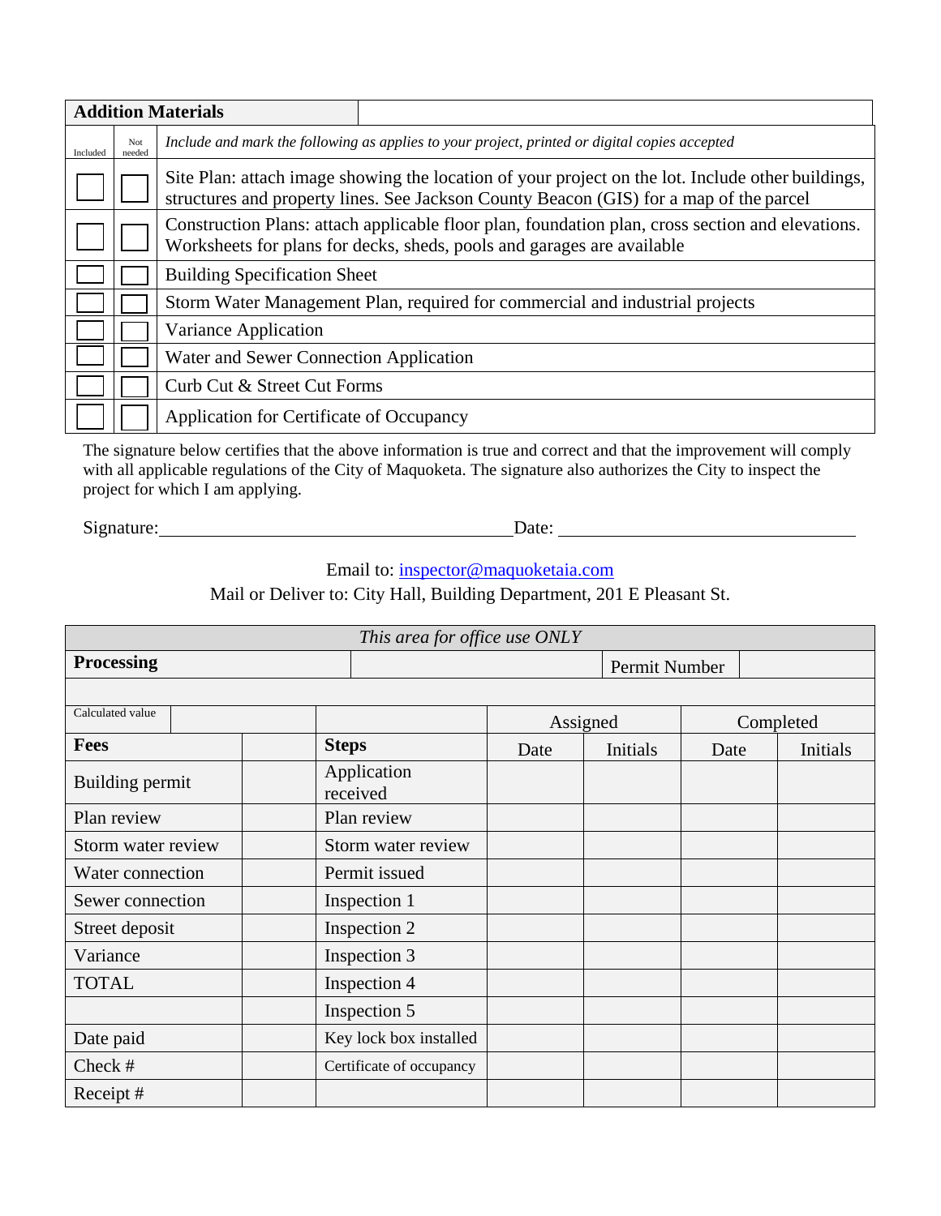| Addition Materials | | |
|---|---|---|
| Included | Not needed | *Include and mark the following as applies to your project, printed or digital copies accepted* |
| ☐ | ☐ | Site Plan: attach image showing the location of your project on the lot. Include other buildings, structures and property lines. See Jackson County Beacon (GIS) for a map of the parcel |
| ☐ | ☐ | Construction Plans: attach applicable floor plan, foundation plan, cross section and elevations. Worksheets for plans for decks, sheds, pools and garages are available |
| ☐ | ☐ | Building Specification Sheet |
| ☐ | ☐ | Storm Water Management Plan, required for commercial and industrial projects |
| ☐ | ☐ | Variance Application |
| ☐ | ☐ | Water and Sewer Connection Application |
| ☐ | ☐ | Curb Cut & Street Cut Forms |
| ☐ | ☐ | Application for Certificate of Occupancy |

The signature below certifies that the above information is true and correct and that the improvement will comply with all applicable regulations of the City of Maquoketa. The signature also authorizes the City to inspect the project for which I am applying.

Signature:______________________________ Date: ______________________________

Email to: inspector@maquoketaia.com
Mail or Deliver to: City Hall, Building Department, 201 E Pleasant St.

*This area for office use ONLY*

| Processing | | | | Permit Number | | | |
|---|---|---|---|---|---|---|---|
| Calculated value | | | Assigned | | Completed | | |
| **Fees** | | **Steps** | Date | Initials | Date | Initials | |
| Building permit | | Application received | | | | | |
| Plan review | | Plan review | | | | | |
| Storm water review | | Storm water review | | | | | |
| Water connection | | Permit issued | | | | | |
| Sewer connection | | Inspection 1 | | | | | |
| Street deposit | | Inspection 2 | | | | | |
| Variance | | Inspection 3 | | | | | |
| TOTAL | | Inspection 4 | | | | | |
| | | Inspection 5 | | | | | |
| Date paid | | Key lock box installed | | | | | |
| Check # | | Certificate of occupancy | | | | | |
| Receipt # | | | | | | | |